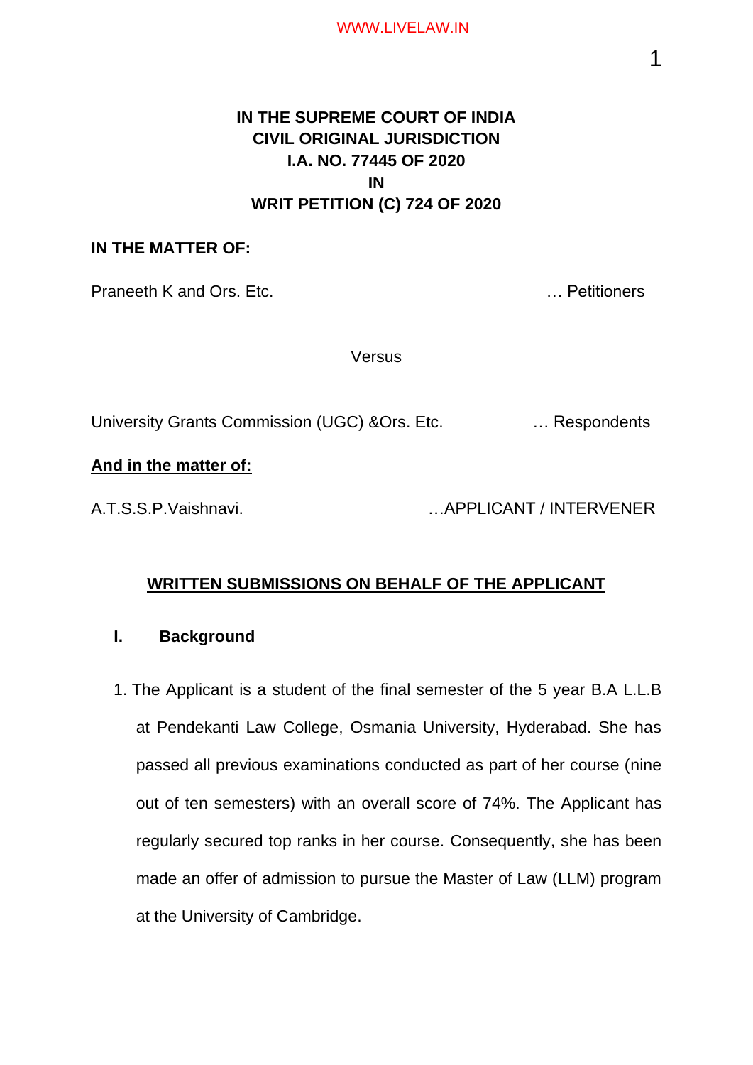**IN THE SUPREME COURT OF INDIA**
**CIVIL ORIGINAL JURISDICTION**
**I.A. NO. 77445 OF 2020**
**IN**
**WRIT PETITION (C) 724 OF 2020**

**IN THE MATTER OF:**

Praneeth K and Ors. Etc. … Petitioners

Versus

University Grants Commission (UGC) &Ors. Etc. … Respondents

**And in the matter of:**

A.T.S.S.P.Vaishnavi. …APPLICANT / INTERVENER

## WRITTEN SUBMISSIONS ON BEHALF OF THE APPLICANT

### I. Background

1. The Applicant is a student of the final semester of the 5 year B.A L.L.B at Pendekanti Law College, Osmania University, Hyderabad. She has passed all previous examinations conducted as part of her course (nine out of ten semesters) with an overall score of 74%. The Applicant has regularly secured top ranks in her course. Consequently, she has been made an offer of admission to pursue the Master of Law (LLM) program at the University of Cambridge.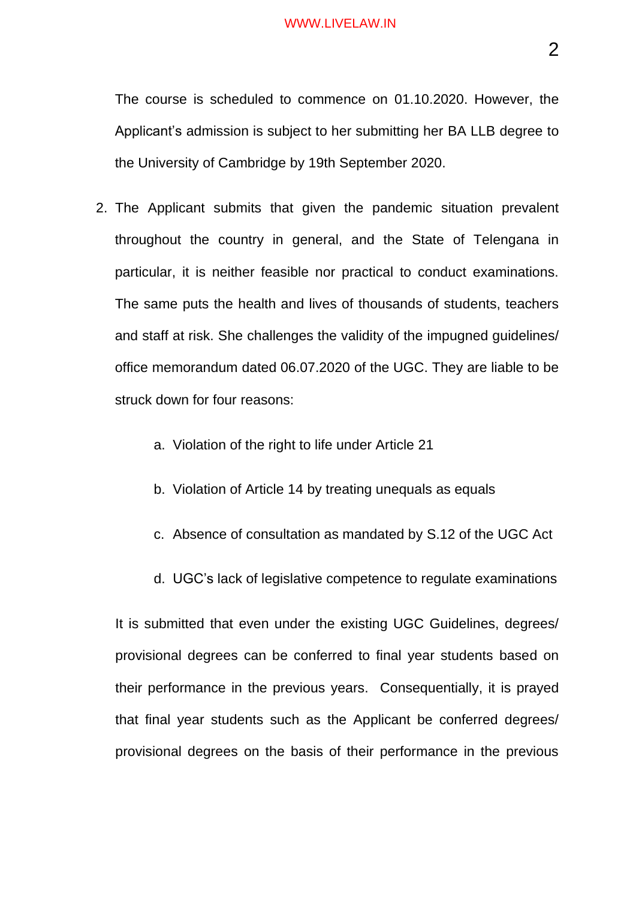The course is scheduled to commence on 01.10.2020. However, the Applicant's admission is subject to her submitting her BA LLB degree to the University of Cambridge by 19th September 2020.

2. The Applicant submits that given the pandemic situation prevalent throughout the country in general, and the State of Telengana in particular, it is neither feasible nor practical to conduct examinations. The same puts the health and lives of thousands of students, teachers and staff at risk. She challenges the validity of the impugned guidelines/ office memorandum dated 06.07.2020 of the UGC. They are liable to be struck down for four reasons:

   a. Violation of the right to life under Article 21

   b. Violation of Article 14 by treating unequals as equals

   c. Absence of consultation as mandated by S.12 of the UGC Act

   d. UGC's lack of legislative competence to regulate examinations

   It is submitted that even under the existing UGC Guidelines, degrees/ provisional degrees can be conferred to final year students based on their performance in the previous years. Consequentially, it is prayed that final year students such as the Applicant be conferred degrees/ provisional degrees on the basis of their performance in the previous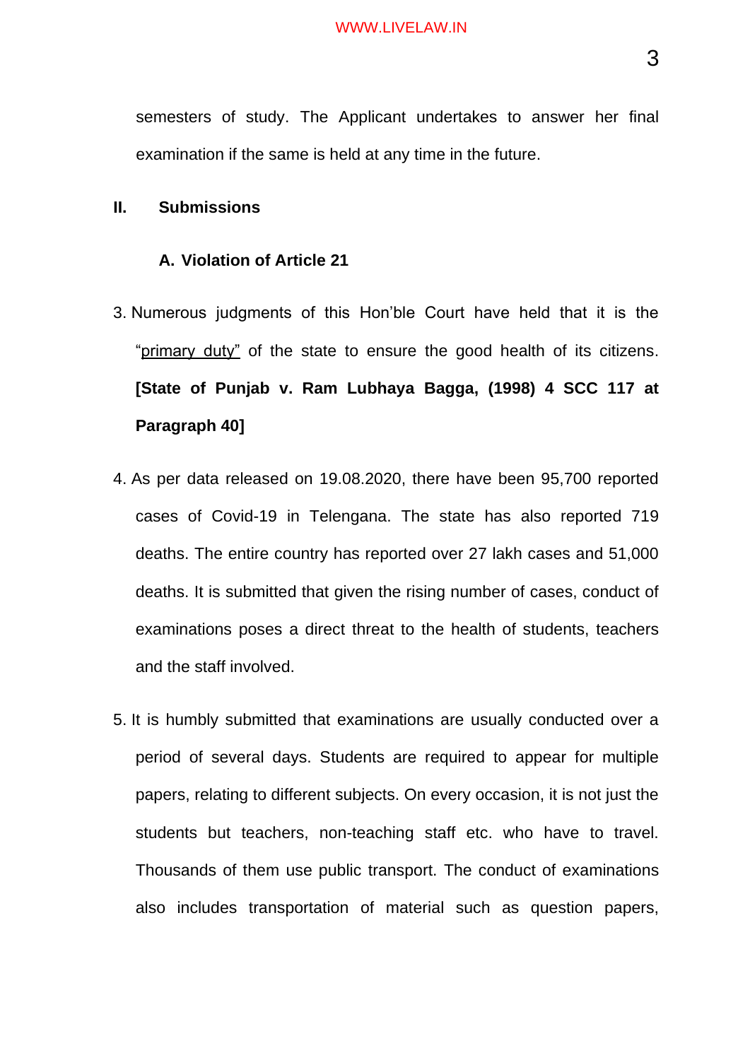semesters of study. The Applicant undertakes to answer her final examination if the same is held at any time in the future.

## II. Submissions

### A. Violation of Article 21

3. Numerous judgments of this Hon'ble Court have held that it is the "primary duty" of the state to ensure the good health of its citizens. **[State of Punjab v. Ram Lubhaya Bagga, (1998) 4 SCC 117 at Paragraph 40]**

4. As per data released on 19.08.2020, there have been 95,700 reported cases of Covid-19 in Telengana. The state has also reported 719 deaths. The entire country has reported over 27 lakh cases and 51,000 deaths. It is submitted that given the rising number of cases, conduct of examinations poses a direct threat to the health of students, teachers and the staff involved.

5. It is humbly submitted that examinations are usually conducted over a period of several days. Students are required to appear for multiple papers, relating to different subjects. On every occasion, it is not just the students but teachers, non-teaching staff etc. who have to travel. Thousands of them use public transport. The conduct of examinations also includes transportation of material such as question papers,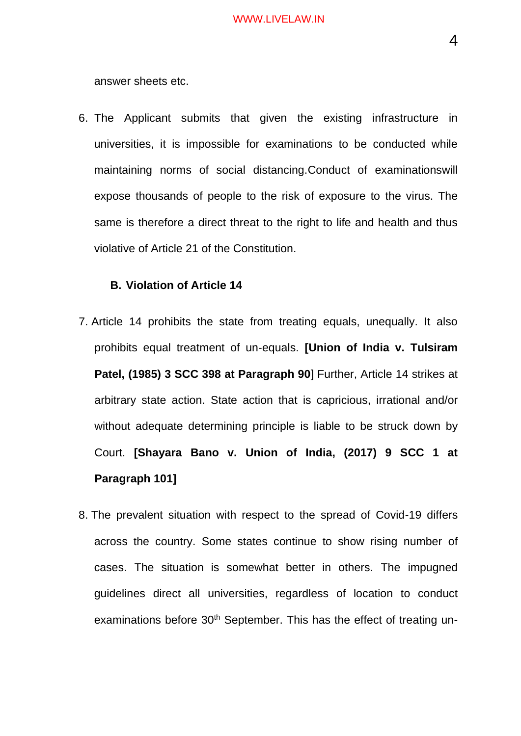answer sheets etc.

6. The Applicant submits that given the existing infrastructure in universities, it is impossible for examinations to be conducted while maintaining norms of social distancing.Conduct of examinationswill expose thousands of people to the risk of exposure to the virus. The same is therefore a direct threat to the right to life and health and thus violative of Article 21 of the Constitution.

**B. Violation of Article 14**

7. Article 14 prohibits the state from treating equals, unequally. It also prohibits equal treatment of un-equals. **[Union of India v. Tulsiram Patel, (1985) 3 SCC 398 at Paragraph 90**] Further, Article 14 strikes at arbitrary state action. State action that is capricious, irrational and/or without adequate determining principle is liable to be struck down by Court. **[Shayara Bano v. Union of India, (2017) 9 SCC 1 at Paragraph 101]**

8. The prevalent situation with respect to the spread of Covid-19 differs across the country. Some states continue to show rising number of cases. The situation is somewhat better in others. The impugned guidelines direct all universities, regardless of location to conduct examinations before 30th September. This has the effect of treating un-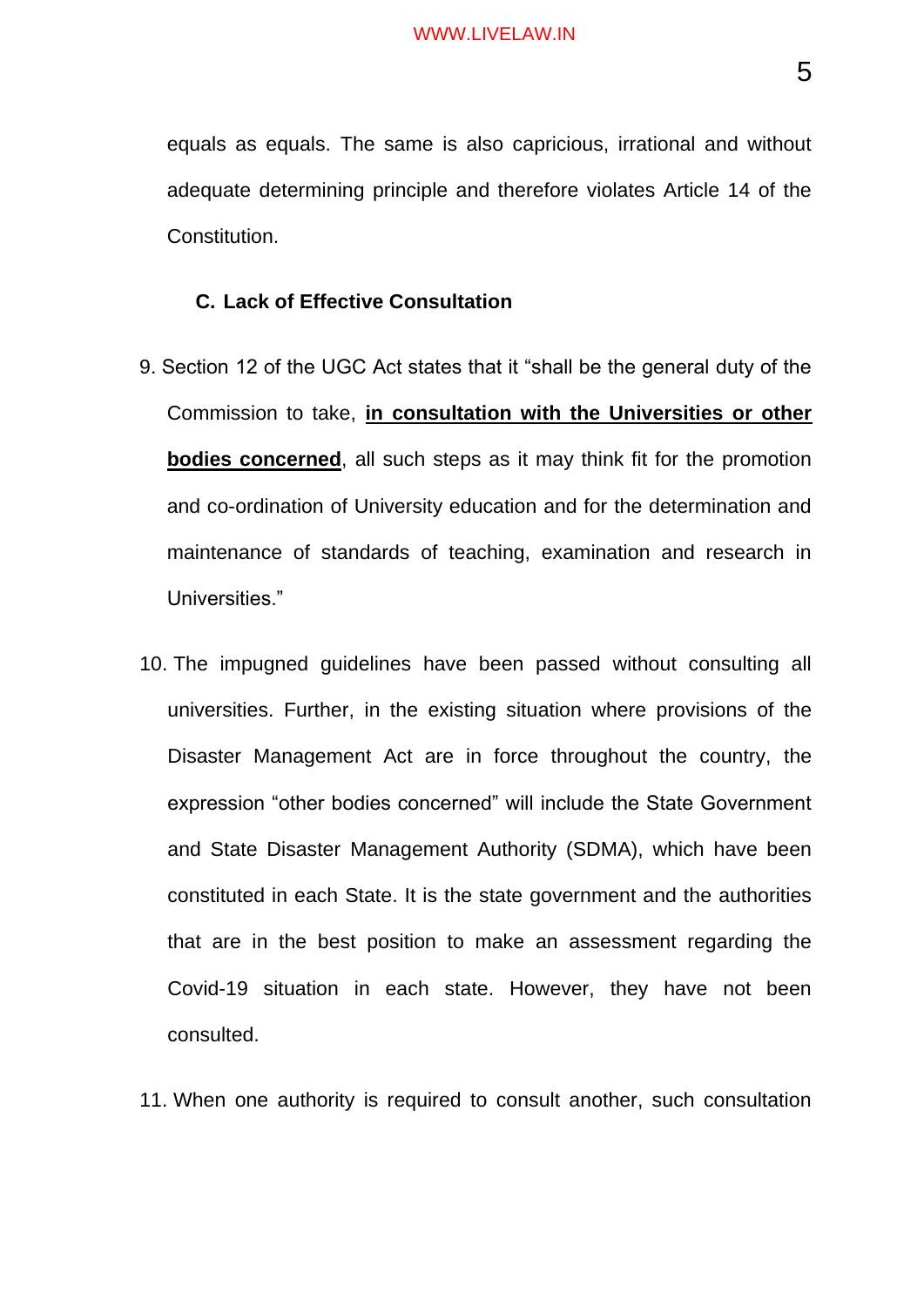equals as equals. The same is also capricious, irrational and without adequate determining principle and therefore violates Article 14 of the Constitution.

### C. Lack of Effective Consultation

9. Section 12 of the UGC Act states that it "shall be the general duty of the Commission to take, **in consultation with the Universities or other bodies concerned**, all such steps as it may think fit for the promotion and co-ordination of University education and for the determination and maintenance of standards of teaching, examination and research in Universities."

10. The impugned guidelines have been passed without consulting all universities. Further, in the existing situation where provisions of the Disaster Management Act are in force throughout the country, the expression "other bodies concerned" will include the State Government and State Disaster Management Authority (SDMA), which have been constituted in each State. It is the state government and the authorities that are in the best position to make an assessment regarding the Covid-19 situation in each state. However, they have not been consulted.

11. When one authority is required to consult another, such consultation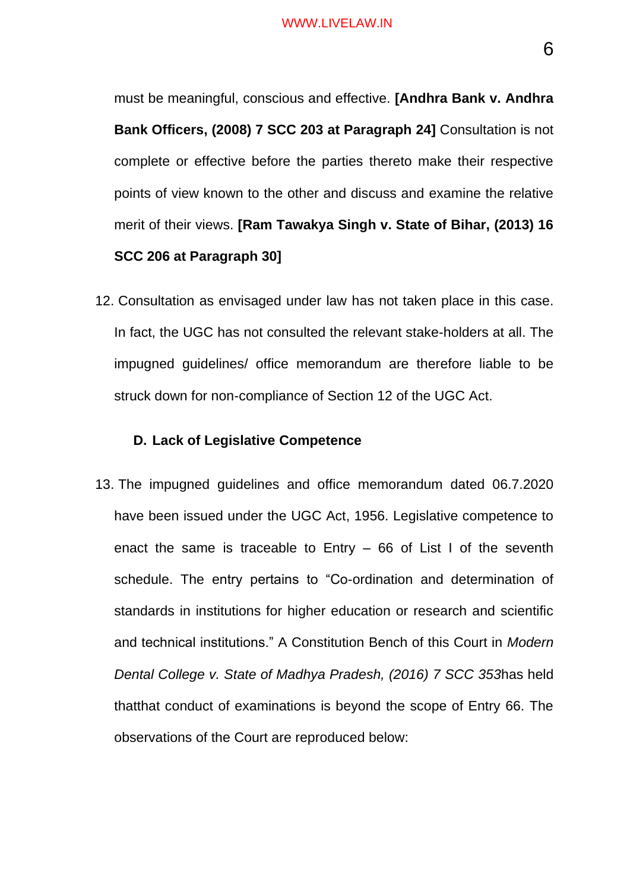must be meaningful, conscious and effective. **[Andhra Bank v. Andhra Bank Officers, (2008) 7 SCC 203 at Paragraph 24]** Consultation is not complete or effective before the parties thereto make their respective points of view known to the other and discuss and examine the relative merit of their views. **[Ram Tawakya Singh v. State of Bihar, (2013) 16 SCC 206 at Paragraph 30]**

12. Consultation as envisaged under law has not taken place in this case. In fact, the UGC has not consulted the relevant stake-holders at all. The impugned guidelines/ office memorandum are therefore liable to be struck down for non-compliance of Section 12 of the UGC Act.

**D. Lack of Legislative Competence**

13. The impugned guidelines and office memorandum dated 06.7.2020 have been issued under the UGC Act, 1956. Legislative competence to enact the same is traceable to Entry – 66 of List I of the seventh schedule. The entry pertains to "Co-ordination and determination of standards in institutions for higher education or research and scientific and technical institutions." A Constitution Bench of this Court in *Modern Dental College v. State of Madhya Pradesh, (2016) 7 SCC 353*has held thatthat conduct of examinations is beyond the scope of Entry 66. The observations of the Court are reproduced below: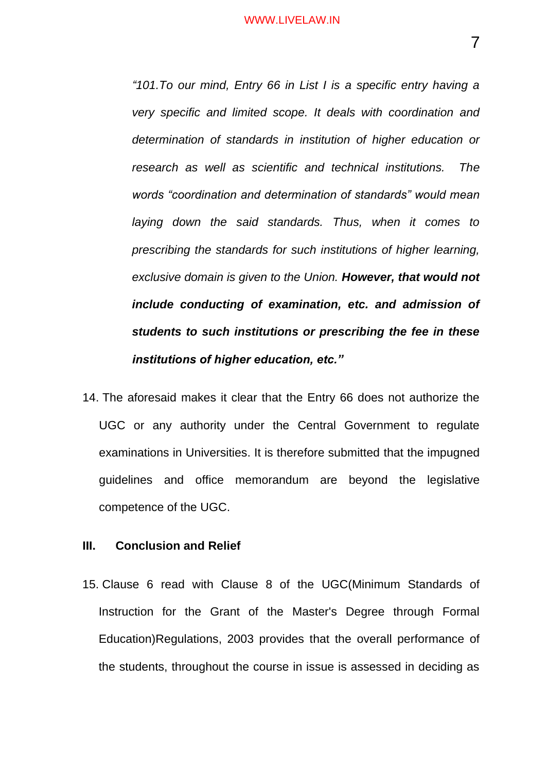> *"101.To our mind, Entry 66 in List I is a specific entry having a very specific and limited scope. It deals with coordination and determination of standards in institution of higher education or research as well as scientific and technical institutions. The words "coordination and determination of standards" would mean laying down the said standards. Thus, when it comes to prescribing the standards for such institutions of higher learning, exclusive domain is given to the Union.* ***However, that would not include conducting of examination, etc. and admission of students to such institutions or prescribing the fee in these institutions of higher education, etc."***

14. The aforesaid makes it clear that the Entry 66 does not authorize the UGC or any authority under the Central Government to regulate examinations in Universities. It is therefore submitted that the impugned guidelines and office memorandum are beyond the legislative competence of the UGC.

**III. Conclusion and Relief**

15. Clause 6 read with Clause 8 of the UGC(Minimum Standards of Instruction for the Grant of the Master's Degree through Formal Education)Regulations, 2003 provides that the overall performance of the students, throughout the course in issue is assessed in deciding as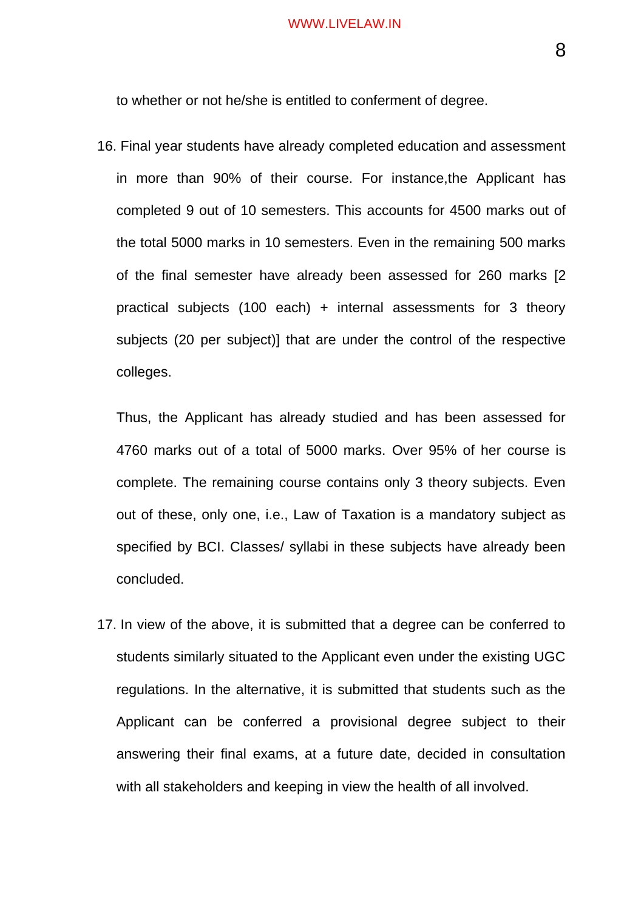to whether or not he/she is entitled to conferment of degree.

16. Final year students have already completed education and assessment in more than 90% of their course. For instance,the Applicant has completed 9 out of 10 semesters. This accounts for 4500 marks out of the total 5000 marks in 10 semesters. Even in the remaining 500 marks of the final semester have already been assessed for 260 marks [2 practical subjects (100 each) + internal assessments for 3 theory subjects (20 per subject)] that are under the control of the respective colleges.

    Thus, the Applicant has already studied and has been assessed for 4760 marks out of a total of 5000 marks. Over 95% of her course is complete. The remaining course contains only 3 theory subjects. Even out of these, only one, i.e., Law of Taxation is a mandatory subject as specified by BCI. Classes/ syllabi in these subjects have already been concluded.

17. In view of the above, it is submitted that a degree can be conferred to students similarly situated to the Applicant even under the existing UGC regulations. In the alternative, it is submitted that students such as the Applicant can be conferred a provisional degree subject to their answering their final exams, at a future date, decided in consultation with all stakeholders and keeping in view the health of all involved.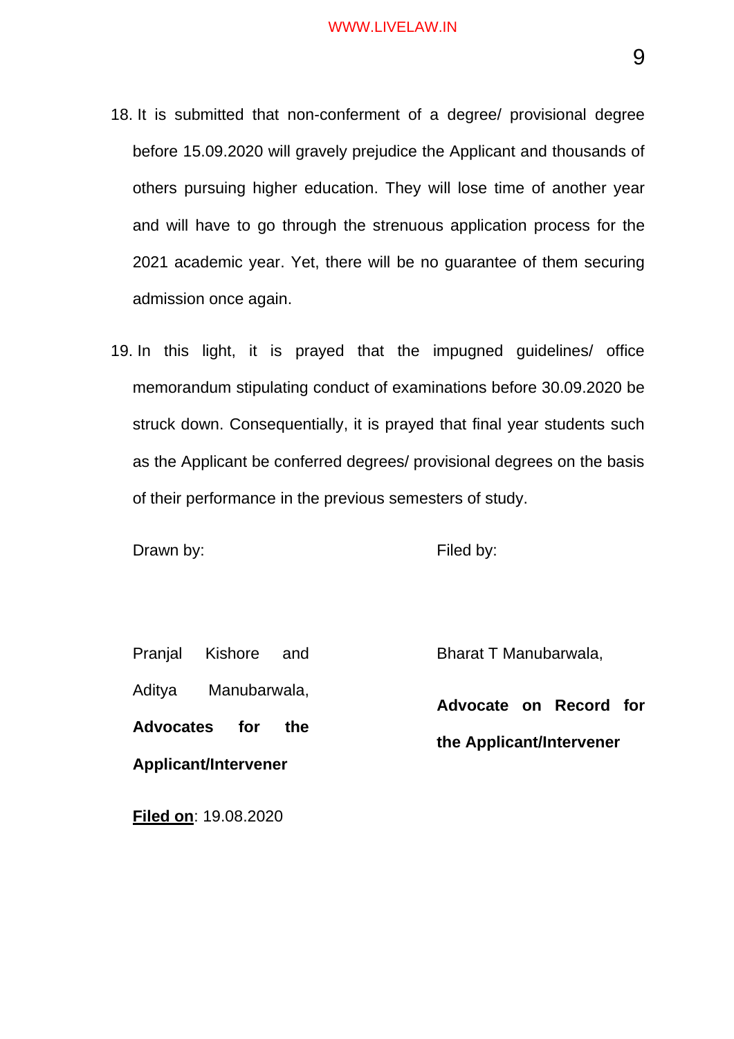18. It is submitted that non-conferment of a degree/ provisional degree before 15.09.2020 will gravely prejudice the Applicant and thousands of others pursuing higher education. They will lose time of another year and will have to go through the strenuous application process for the 2021 academic year. Yet, there will be no guarantee of them securing admission once again.

19. In this light, it is prayed that the impugned guidelines/ office memorandum stipulating conduct of examinations before 30.09.2020 be struck down. Consequentially, it is prayed that final year students such as the Applicant be conferred degrees/ provisional degrees on the basis of their performance in the previous semesters of study.

Drawn by:

Pranjal Kishore and Aditya Manubarwala,
**Advocates for the Applicant/Intervener**

Filed by:

Bharat T Manubarwala,
**Advocate on Record for the Applicant/Intervener**

**<u>Filed on</u>**: 19.08.2020